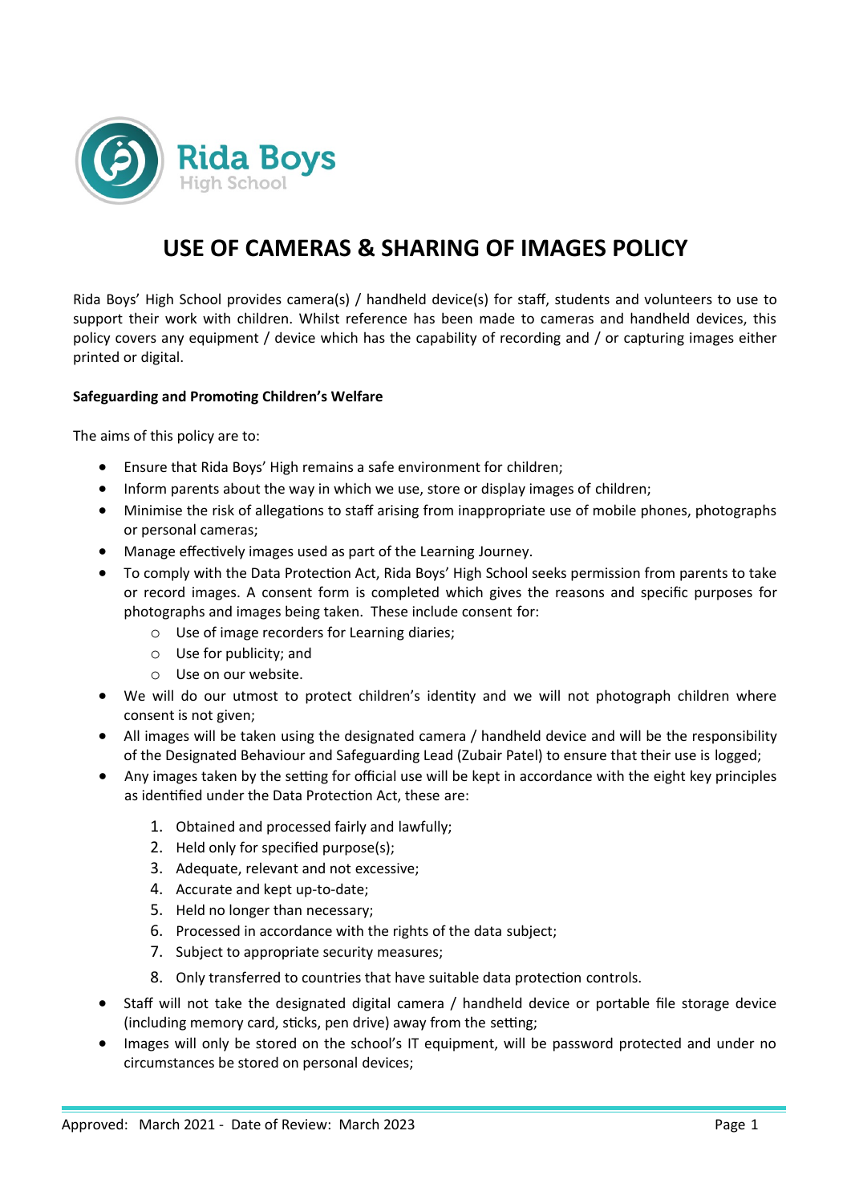Rida Boys High School

# USE OF CAMERAS & SHARING OF IMAGES POLICY

Rida Boys' High School provides camera(s) / handheld device(s) for staff, students and volunteers to use to support their work with children. Whilst reference has been made to cameras and handheld devices, this policy covers any equipment / device which has the capability of recording and / or capturing images either printed or digital.

**Safeguarding and Promoting Children's Welfare**

The aims of this policy are to:

- Ensure that Rida Boys' High remains a safe environment for children;
- Inform parents about the way in which we use, store or display images of children;
- Minimise the risk of allegations to staff arising from inappropriate use of mobile phones, photographs or personal cameras;
- Manage effectively images used as part of the Learning Journey.
- To comply with the Data Protection Act, Rida Boys' High School seeks permission from parents to take or record images. A consent form is completed which gives the reasons and specific purposes for photographs and images being taken. These include consent for:
    - Use of image recorders for Learning diaries;
    - Use for publicity; and
    - Use on our website.
- We will do our utmost to protect children's identity and we will not photograph children where consent is not given;
- All images will be taken using the designated camera / handheld device and will be the responsibility of the Designated Behaviour and Safeguarding Lead (Zubair Patel) to ensure that their use is logged;
- Any images taken by the setting for official use will be kept in accordance with the eight key principles as identified under the Data Protection Act, these are:
    1. Obtained and processed fairly and lawfully;
    2. Held only for specified purpose(s);
    3. Adequate, relevant and not excessive;
    4. Accurate and kept up-to-date;
    5. Held no longer than necessary;
    6. Processed in accordance with the rights of the data subject;
    7. Subject to appropriate security measures;
    8. Only transferred to countries that have suitable data protection controls.
- Staff will not take the designated digital camera / handheld device or portable file storage device (including memory card, sticks, pen drive) away from the setting;
- Images will only be stored on the school's IT equipment, will be password protected and under no circumstances be stored on personal devices;

Approved: March 2021 - Date of Review: March 2023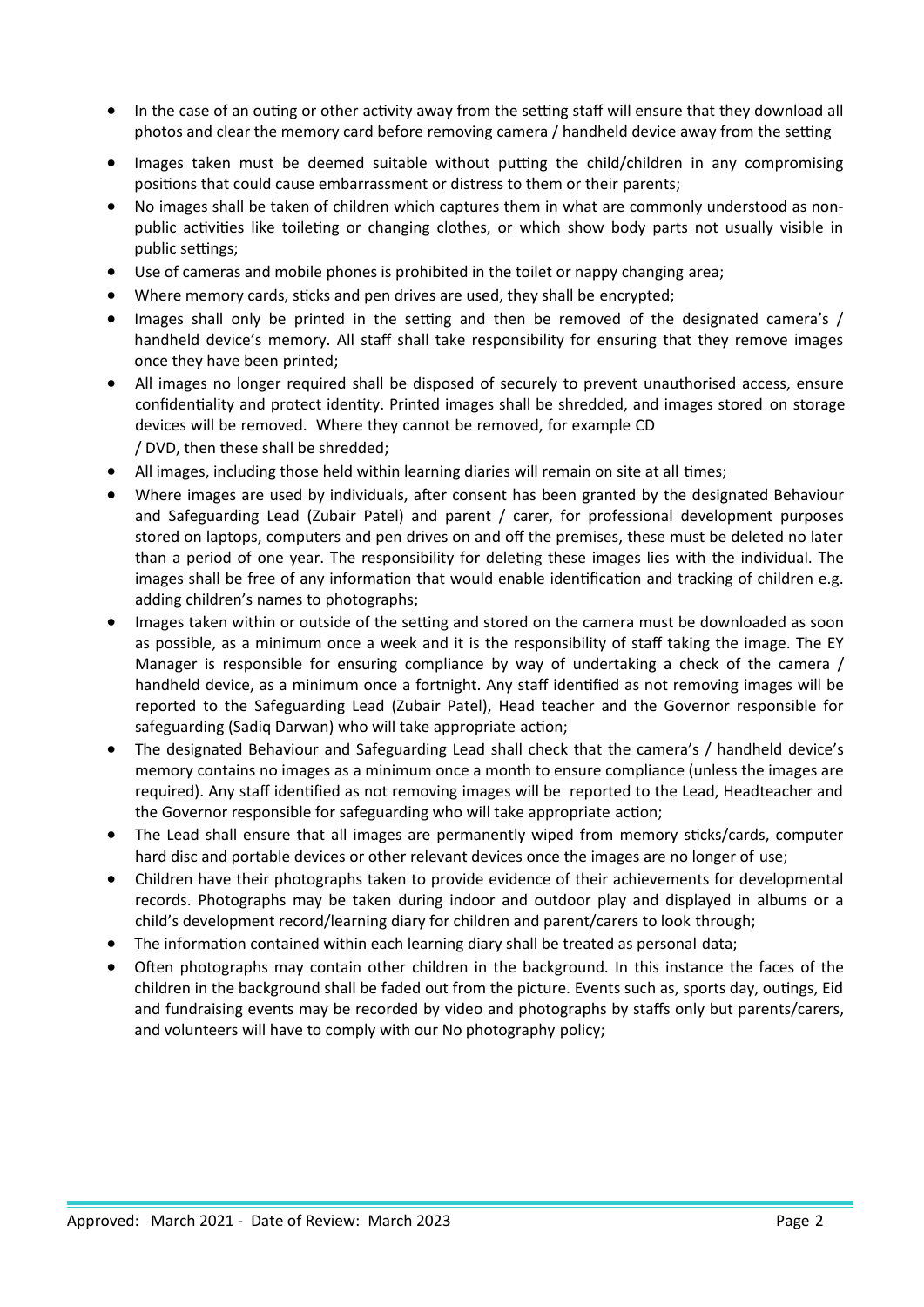- In the case of an outing or other activity away from the setting staff will ensure that they download all photos and clear the memory card before removing camera / handheld device away from the setting
- Images taken must be deemed suitable without putting the child/children in any compromising positions that could cause embarrassment or distress to them or their parents;
- No images shall be taken of children which captures them in what are commonly understood as non-public activities like toileting or changing clothes, or which show body parts not usually visible in public settings;
- Use of cameras and mobile phones is prohibited in the toilet or nappy changing area;
- Where memory cards, sticks and pen drives are used, they shall be encrypted;
- Images shall only be printed in the setting and then be removed of the designated camera's / handheld device's memory. All staff shall take responsibility for ensuring that they remove images once they have been printed;
- All images no longer required shall be disposed of securely to prevent unauthorised access, ensure confidentiality and protect identity. Printed images shall be shredded, and images stored on storage devices will be removed. Where they cannot be removed, for example CD / DVD, then these shall be shredded;
- All images, including those held within learning diaries will remain on site at all times;
- Where images are used by individuals, after consent has been granted by the designated Behaviour and Safeguarding Lead (Zubair Patel) and parent / carer, for professional development purposes stored on laptops, computers and pen drives on and off the premises, these must be deleted no later than a period of one year. The responsibility for deleting these images lies with the individual. The images shall be free of any information that would enable identification and tracking of children e.g. adding children's names to photographs;
- Images taken within or outside of the setting and stored on the camera must be downloaded as soon as possible, as a minimum once a week and it is the responsibility of staff taking the image. The EY Manager is responsible for ensuring compliance by way of undertaking a check of the camera / handheld device, as a minimum once a fortnight. Any staff identified as not removing images will be reported to the Safeguarding Lead (Zubair Patel), Head teacher and the Governor responsible for safeguarding (Sadiq Darwan) who will take appropriate action;
- The designated Behaviour and Safeguarding Lead shall check that the camera's / handheld device's memory contains no images as a minimum once a month to ensure compliance (unless the images are required). Any staff identified as not removing images will be reported to the Lead, Headteacher and the Governor responsible for safeguarding who will take appropriate action;
- The Lead shall ensure that all images are permanently wiped from memory sticks/cards, computer hard disc and portable devices or other relevant devices once the images are no longer of use;
- Children have their photographs taken to provide evidence of their achievements for developmental records. Photographs may be taken during indoor and outdoor play and displayed in albums or a child's development record/learning diary for children and parent/carers to look through;
- The information contained within each learning diary shall be treated as personal data;
- Often photographs may contain other children in the background. In this instance the faces of the children in the background shall be faded out from the picture. Events such as, sports day, outings, Eid and fundraising events may be recorded by video and photographs by staffs only but parents/carers, and volunteers will have to comply with our No photography policy;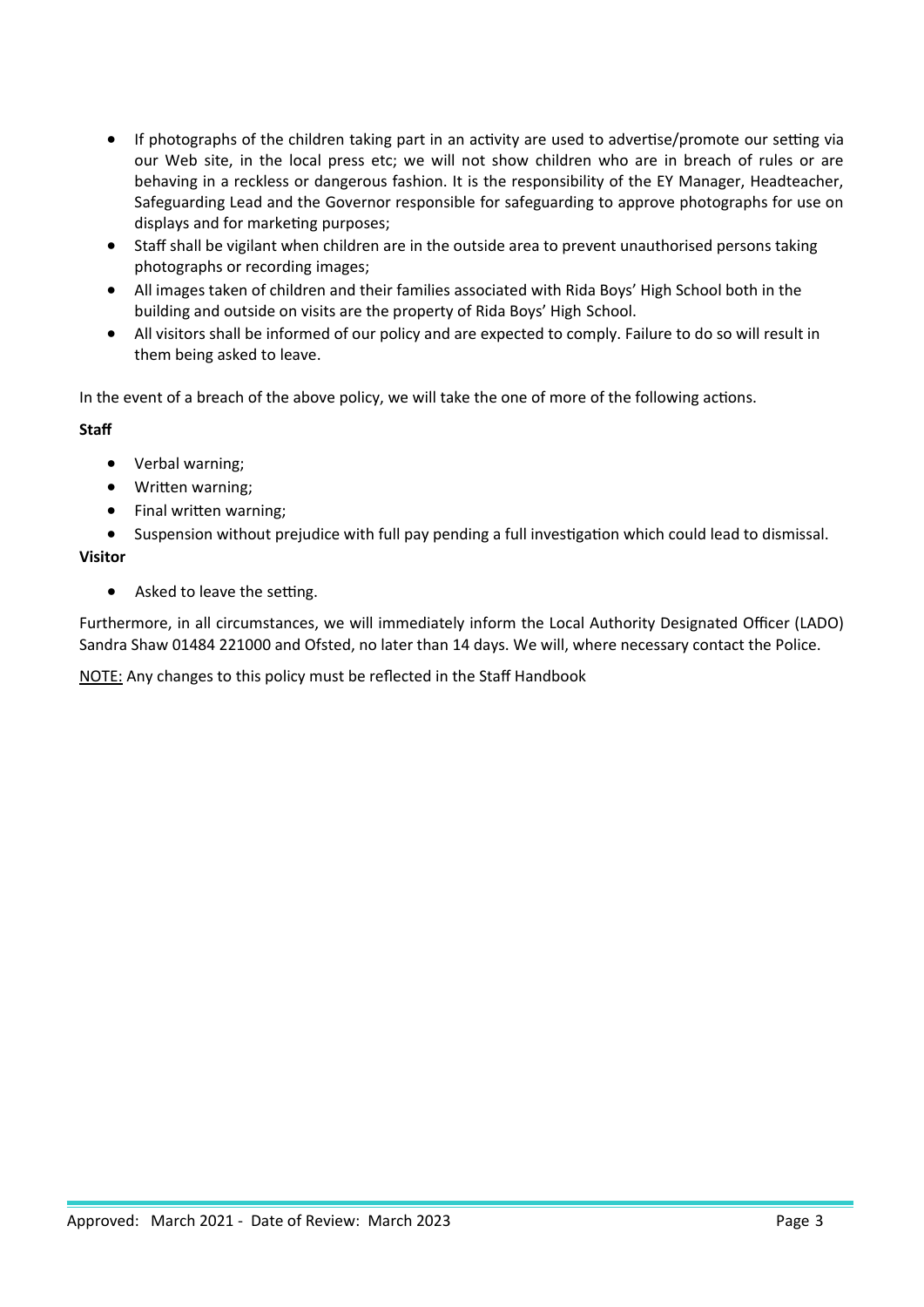- If photographs of the children taking part in an activity are used to advertise/promote our setting via our Web site, in the local press etc; we will not show children who are in breach of rules or are behaving in a reckless or dangerous fashion. It is the responsibility of the EY Manager, Headteacher, Safeguarding Lead and the Governor responsible for safeguarding to approve photographs for use on displays and for marketing purposes;
- Staff shall be vigilant when children are in the outside area to prevent unauthorised persons taking photographs or recording images;
- All images taken of children and their families associated with Rida Boys' High School both in the building and outside on visits are the property of Rida Boys' High School.
- All visitors shall be informed of our policy and are expected to comply. Failure to do so will result in them being asked to leave.

In the event of a breach of the above policy, we will take the one of more of the following actions.

**Staff**

- Verbal warning;
- Written warning;
- Final written warning;
- Suspension without prejudice with full pay pending a full investigation which could lead to dismissal.

**Visitor**

- Asked to leave the setting.

Furthermore, in all circumstances, we will immediately inform the Local Authority Designated Officer (LADO) Sandra Shaw 01484 221000 and Ofsted, no later than 14 days. We will, where necessary contact the Police.

<u>NOTE:</u> Any changes to this policy must be reflected in the Staff Handbook

Approved: March 2021 - Date of Review: March 2023